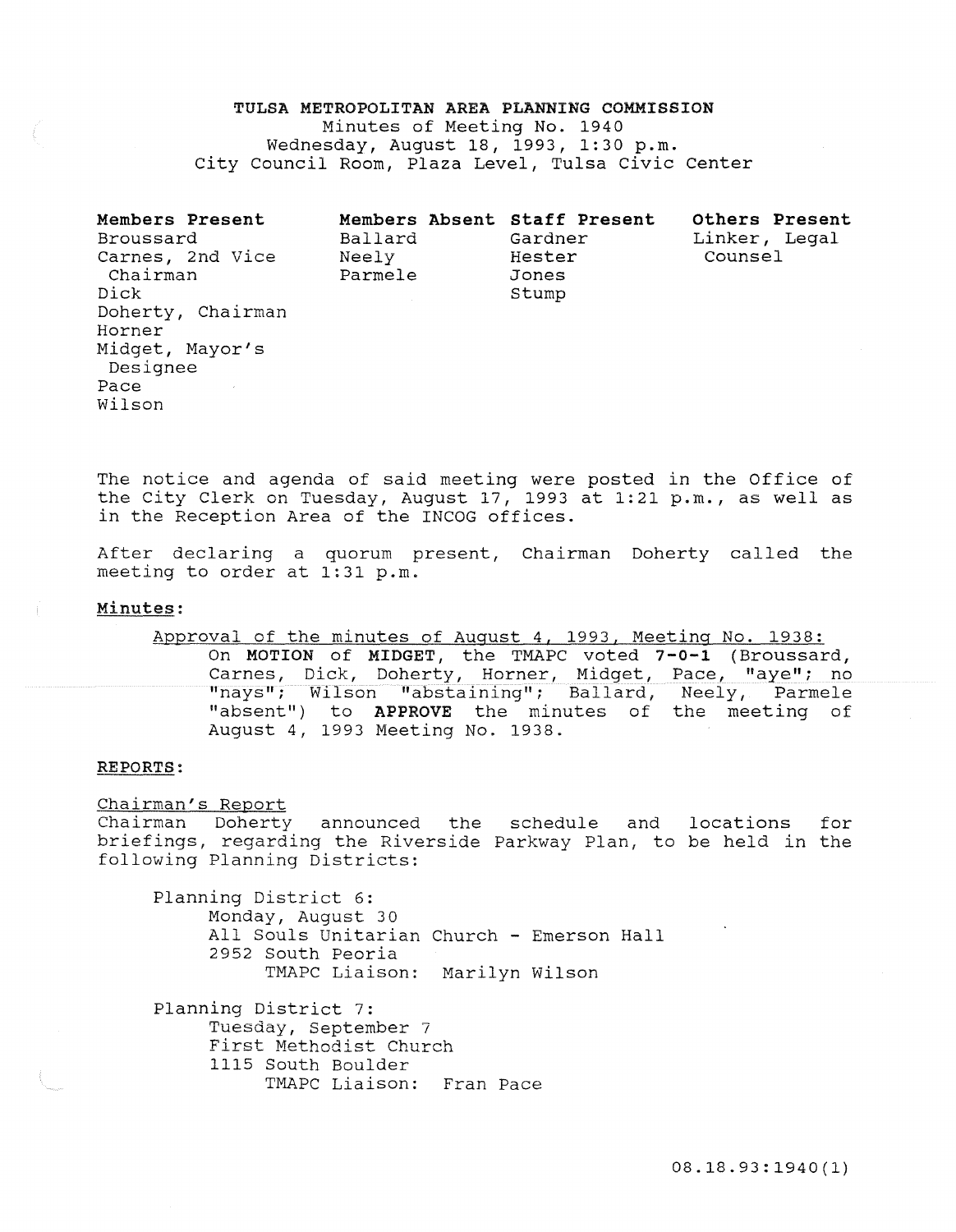**TULSA METROPOLITAN AREA PLANNING COMMISSION**
Minutes of Meeting No. 1940
Wednesday, August 18, 1993, 1:30 p.m.
City Council Room, Plaza Level, Tulsa Civic Center

| **Members Present** | **Members Absent** | **Staff Present** | **Others Present** |
|---|---|---|---|
| Broussard | Ballard | Gardner | Linker, Legal Counsel |
| Carnes, 2nd Vice Chairman | Neely | Hester | |
| Dick | Parmele | Jones | |
| Doherty, Chairman | | Stump | |
| Horner | | | |
| Midget, Mayor's Designee | | | |
| Pace | | | |
| Wilson | | | |

The notice and agenda of said meeting were posted in the Office of the City Clerk on Tuesday, August 17, 1993 at 1:21 p.m., as well as in the Reception Area of the INCOG offices.

After declaring a quorum present, Chairman Doherty called the meeting to order at 1:31 p.m.

**Minutes:**

Approval of the minutes of August 4, 1993, Meeting No. 1938:

On **MOTION** of **MIDGET**, the TMAPC voted **7-0-1** (Broussard, Carnes, Dick, Doherty, Horner, Midget, Pace, "aye"; no "nays"; Wilson "abstaining"; Ballard, Neely, Parmele "absent") to **APPROVE** the minutes of the meeting of August 4, 1993 Meeting No. 1938.

**REPORTS:**

Chairman's Report

Chairman Doherty announced the schedule and locations for briefings, regarding the Riverside Parkway Plan, to be held in the following Planning Districts:

Planning District 6:
Monday, August 30
All Souls Unitarian Church - Emerson Hall
2952 South Peoria
TMAPC Liaison: Marilyn Wilson

Planning District 7:
Tuesday, September 7
First Methodist Church
1115 South Boulder
TMAPC Liaison: Fran Pace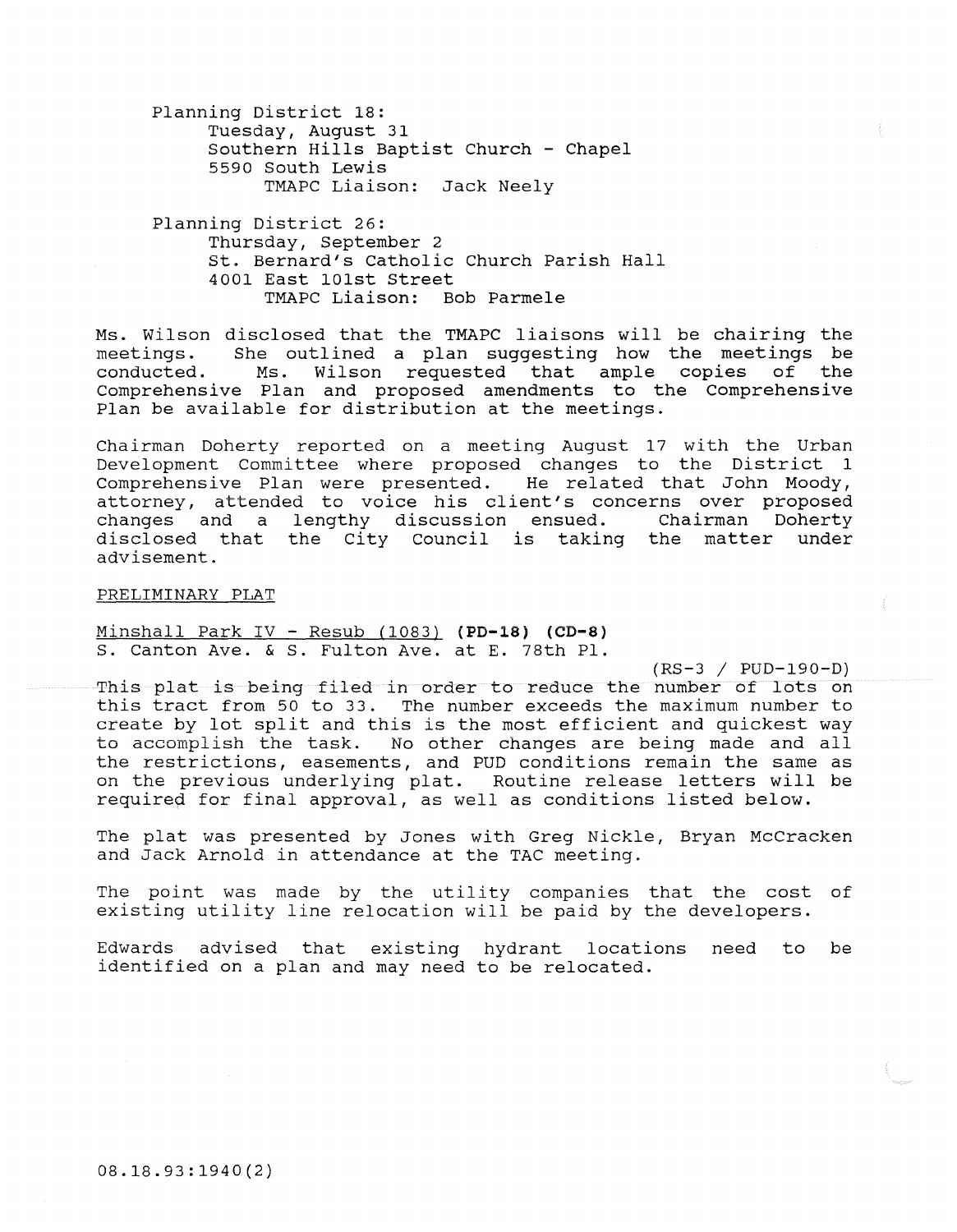Planning District 18:
Tuesday, August 31
Southern Hills Baptist Church - Chapel
5590 South Lewis
TMAPC Liaison: Jack Neely

Planning District 26:
Thursday, September 2
St. Bernard's Catholic Church Parish Hall
4001 East 101st Street
TMAPC Liaison: Bob Parmele

Ms. Wilson disclosed that the TMAPC liaisons will be chairing the meetings. She outlined a plan suggesting how the meetings be conducted. Ms. Wilson requested that ample copies of the Comprehensive Plan and proposed amendments to the Comprehensive Plan be available for distribution at the meetings.

Chairman Doherty reported on a meeting August 17 with the Urban Development Committee where proposed changes to the District 1 Comprehensive Plan were presented. He related that John Moody, attorney, attended to voice his client's concerns over proposed changes and a lengthy discussion ensued. Chairman Doherty disclosed that the City Council is taking the matter under advisement.

PRELIMINARY PLAT

Minshall Park IV - Resub (1083) **(PD-18) (CD-8)**
S. Canton Ave. & S. Fulton Ave. at E. 78th Pl.

(RS-3 / PUD-190-D)

This plat is being filed in order to reduce the number of lots on this tract from 50 to 33. The number exceeds the maximum number to create by lot split and this is the most efficient and quickest way to accomplish the task. No other changes are being made and all the restrictions, easements, and PUD conditions remain the same as on the previous underlying plat. Routine release letters will be required for final approval, as well as conditions listed below.

The plat was presented by Jones with Greg Nickle, Bryan McCracken and Jack Arnold in attendance at the TAC meeting.

The point was made by the utility companies that the cost of existing utility line relocation will be paid by the developers.

Edwards advised that existing hydrant locations need to be identified on a plan and may need to be relocated.

08.18.93:1940(2)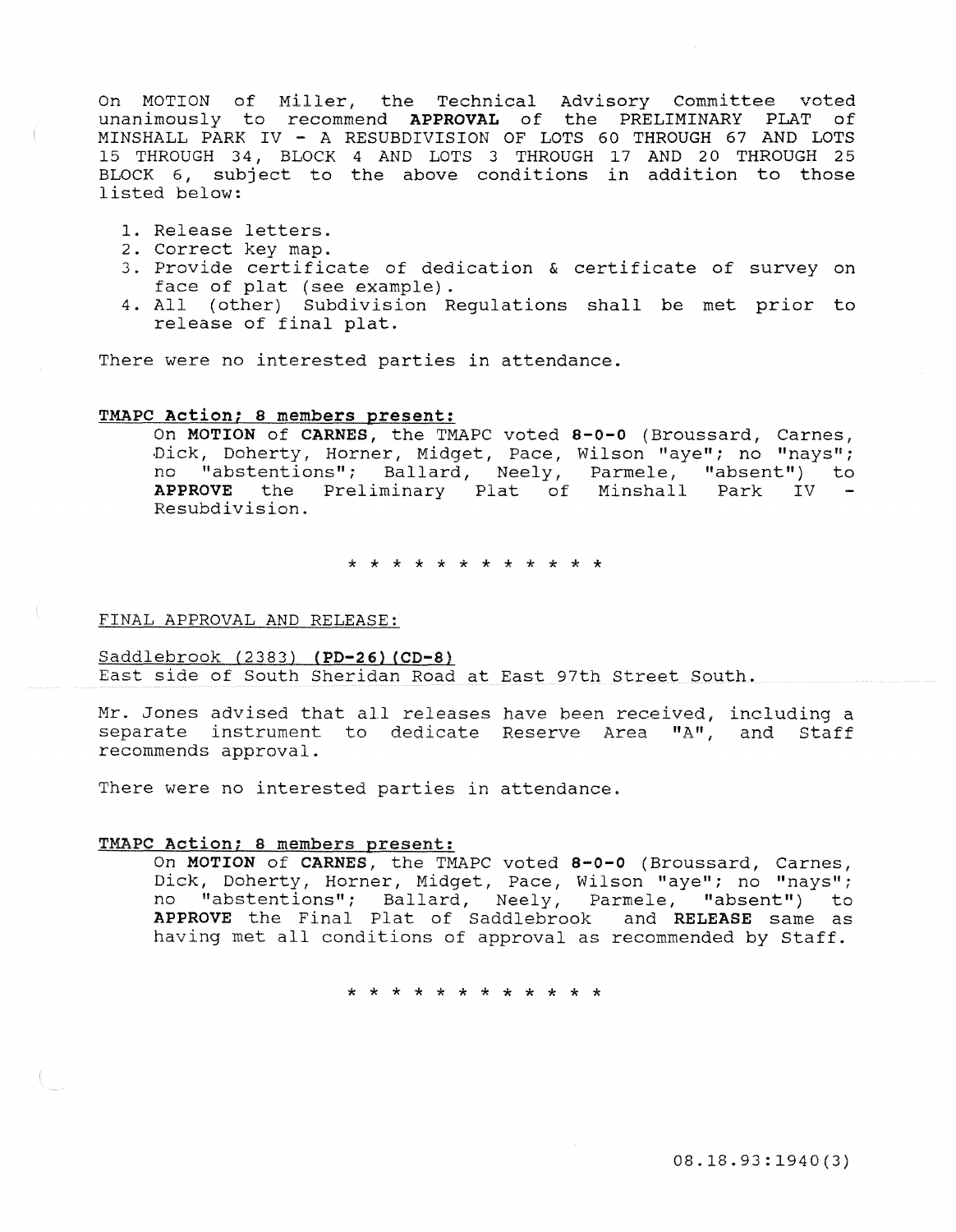On MOTION of Miller, the Technical Advisory Committee voted unanimously to recommend **APPROVAL** of the PRELIMINARY PLAT of MINSHALL PARK IV - A RESUBDIVISION OF LOTS 60 THROUGH 67 AND LOTS 15 THROUGH 34, BLOCK 4 AND LOTS 3 THROUGH 17 AND 20 THROUGH 25 BLOCK 6, subject to the above conditions in addition to those listed below:

1. Release letters.
2. Correct key map.
3. Provide certificate of dedication & certificate of survey on face of plat (see example).
4. All (other) Subdivision Regulations shall be met prior to release of final plat.

There were no interested parties in attendance.

**TMAPC Action; 8 members present:**

On **MOTION** of **CARNES**, the TMAPC voted **8-0-0** (Broussard, Carnes, Dick, Doherty, Horner, Midget, Pace, Wilson "aye"; no "nays"; no "abstentions"; Ballard, Neely, Parmele, "absent") to **APPROVE** the Preliminary Plat of Minshall Park IV - Resubdivision.

\* \* \* \* \* \* \* \* \* \* \* \*

FINAL APPROVAL AND RELEASE:

Saddlebrook (2383) **(PD-26) (CD-8)**
East side of South Sheridan Road at East 97th Street South.

Mr. Jones advised that all releases have been received, including a separate instrument to dedicate Reserve Area "A", and Staff recommends approval.

There were no interested parties in attendance.

**TMAPC Action; 8 members present:**

On **MOTION** of **CARNES**, the TMAPC voted **8-0-0** (Broussard, Carnes, Dick, Doherty, Horner, Midget, Pace, Wilson "aye"; no "nays"; no "abstentions"; Ballard, Neely, Parmele, "absent") to **APPROVE** the Final Plat of Saddlebrook and **RELEASE** same as having met all conditions of approval as recommended by Staff.

\* \* \* \* \* \* \* \* \* \* \* \*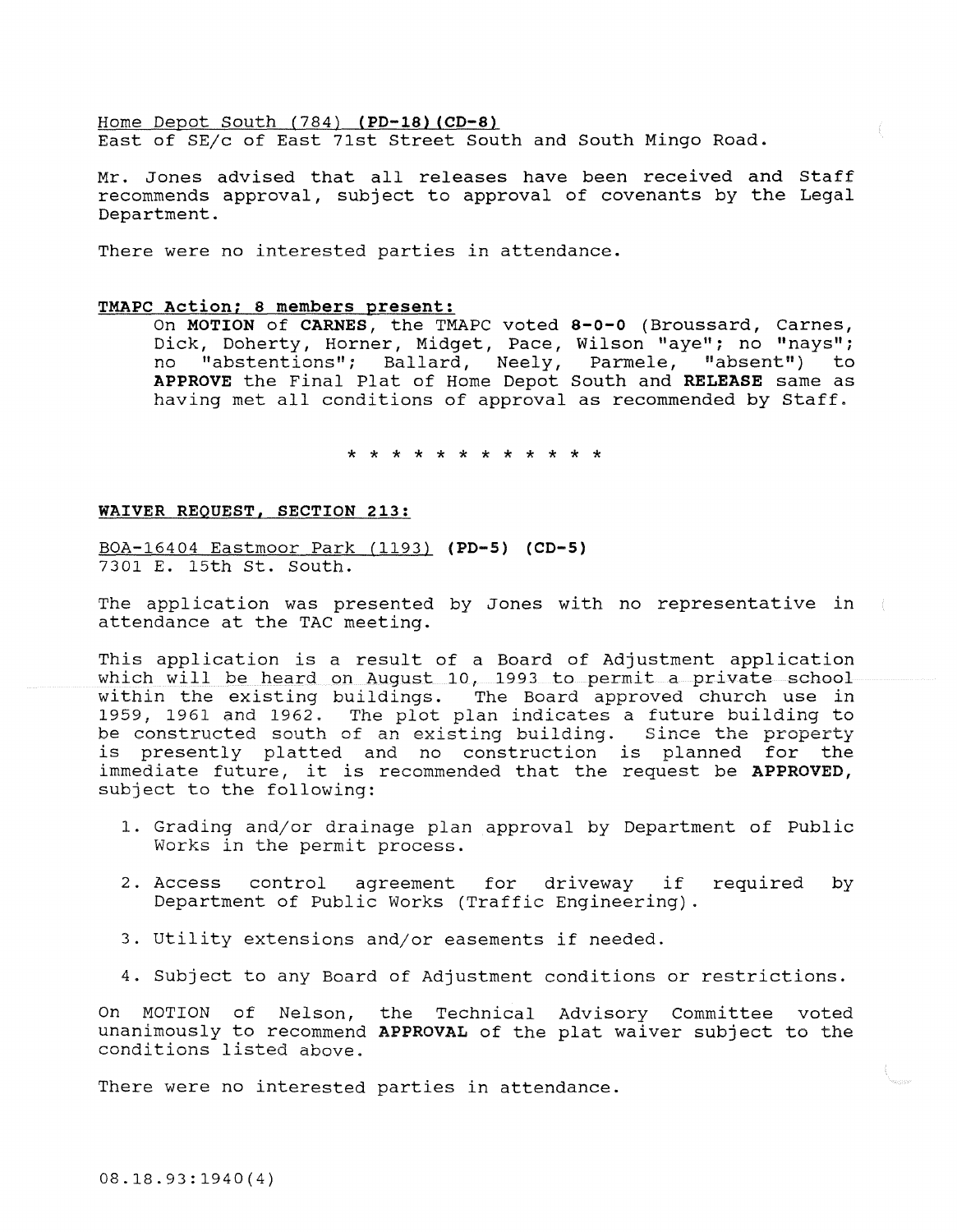Home Depot South (784) **(PD-18)(CD-8)**
East of SE/c of East 71st Street South and South Mingo Road.

Mr. Jones advised that all releases have been received and Staff recommends approval, subject to approval of covenants by the Legal Department.

There were no interested parties in attendance.

**TMAPC Action; 8 members present:**

On **MOTION** of **CARNES**, the TMAPC voted **8-0-0** (Broussard, Carnes, Dick, Doherty, Horner, Midget, Pace, Wilson "aye"; no "nays"; no "abstentions"; Ballard, Neely, Parmele, "absent") to **APPROVE** the Final Plat of Home Depot South and **RELEASE** same as having met all conditions of approval as recommended by Staff.

* * * * * * * * * * * *

**WAIVER REQUEST, SECTION 213:**

BOA-16404 Eastmoor Park (1193) **(PD-5) (CD-5)**
7301 E. 15th St. South.

The application was presented by Jones with no representative in attendance at the TAC meeting.

This application is a result of a Board of Adjustment application which will be heard on August 10, 1993 to permit a private school within the existing buildings. The Board approved church use in 1959, 1961 and 1962. The plot plan indicates a future building to be constructed south of an existing building. Since the property is presently platted and no construction is planned for the immediate future, it is recommended that the request be **APPROVED**, subject to the following:

1. Grading and/or drainage plan approval by Department of Public Works in the permit process.
2. Access control agreement for driveway if required by Department of Public Works (Traffic Engineering).
3. Utility extensions and/or easements if needed.
4. Subject to any Board of Adjustment conditions or restrictions.

On MOTION of Nelson, the Technical Advisory Committee voted unanimously to recommend **APPROVAL** of the plat waiver subject to the conditions listed above.

There were no interested parties in attendance.

08.18.93:1940(4)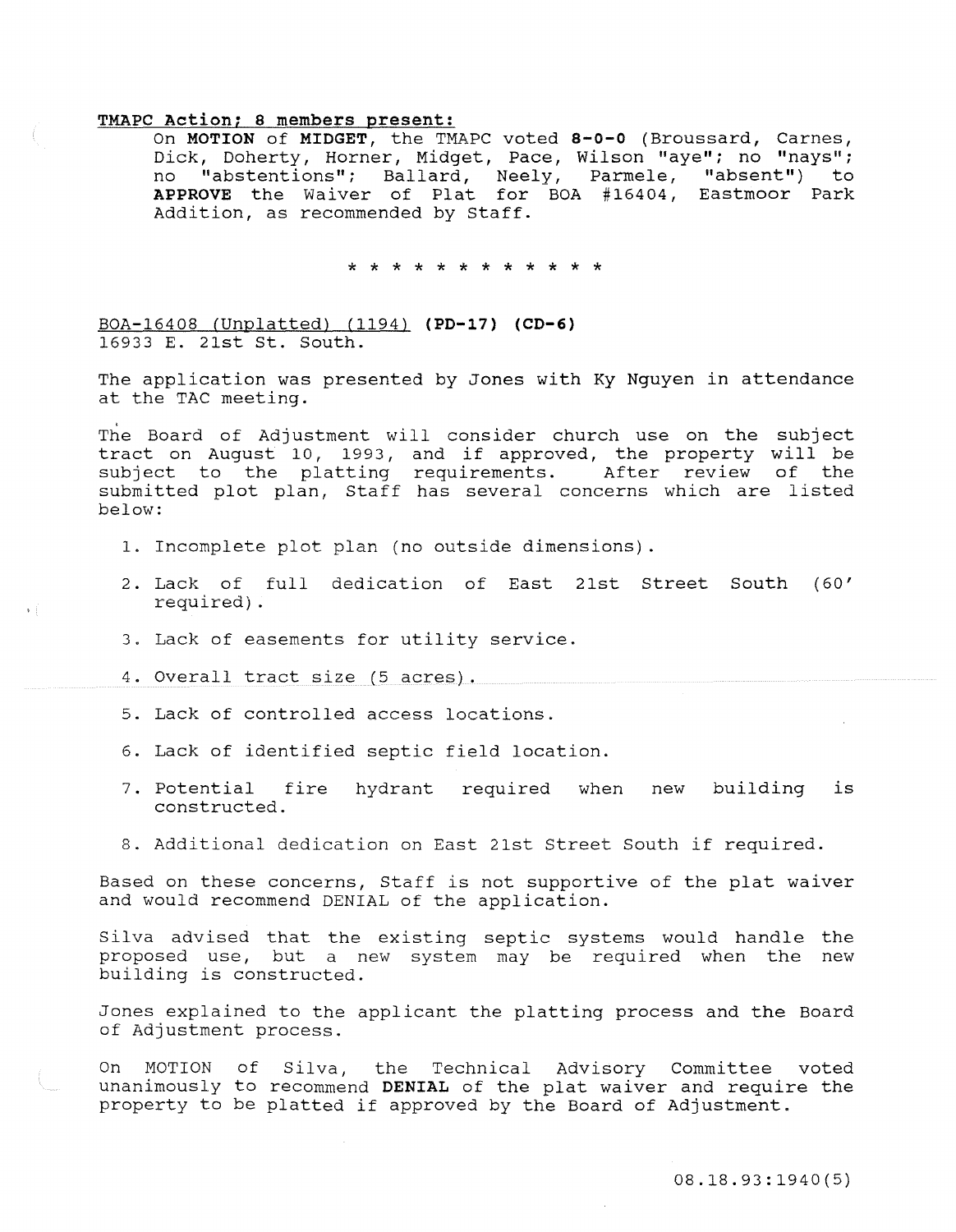**TMAPC Action; 8 members present:**

On **MOTION** of **MIDGET**, the TMAPC voted **8-0-0** (Broussard, Carnes, Dick, Doherty, Horner, Midget, Pace, Wilson "aye"; no "nays"; no "abstentions"; Ballard, Neely, Parmele, "absent") to **APPROVE** the Waiver of Plat for BOA #16404, Eastmoor Park Addition, as recommended by Staff.

* * * * * * * * * * * *

BOA-16408 (Unplatted) (1194) **(PD-17) (CD-6)**
16933 E. 21st St. South.

The application was presented by Jones with Ky Nguyen in attendance at the TAC meeting.

The Board of Adjustment will consider church use on the subject tract on August 10, 1993, and if approved, the property will be subject to the platting requirements. After review of the submitted plot plan, Staff has several concerns which are listed below:

1. Incomplete plot plan (no outside dimensions).
2. Lack of full dedication of East 21st Street South (60' required).
3. Lack of easements for utility service.
4. Overall tract size (5 acres).
5. Lack of controlled access locations.
6. Lack of identified septic field location.
7. Potential fire hydrant required when new building is constructed.
8. Additional dedication on East 21st Street South if required.

Based on these concerns, Staff is not supportive of the plat waiver and would recommend DENIAL of the application.

Silva advised that the existing septic systems would handle the proposed use, but a new system may be required when the new building is constructed.

Jones explained to the applicant the platting process and the Board of Adjustment process.

On MOTION of Silva, the Technical Advisory Committee voted unanimously to recommend **DENIAL** of the plat waiver and require the property to be platted if approved by the Board of Adjustment.

08.18.93:1940(5)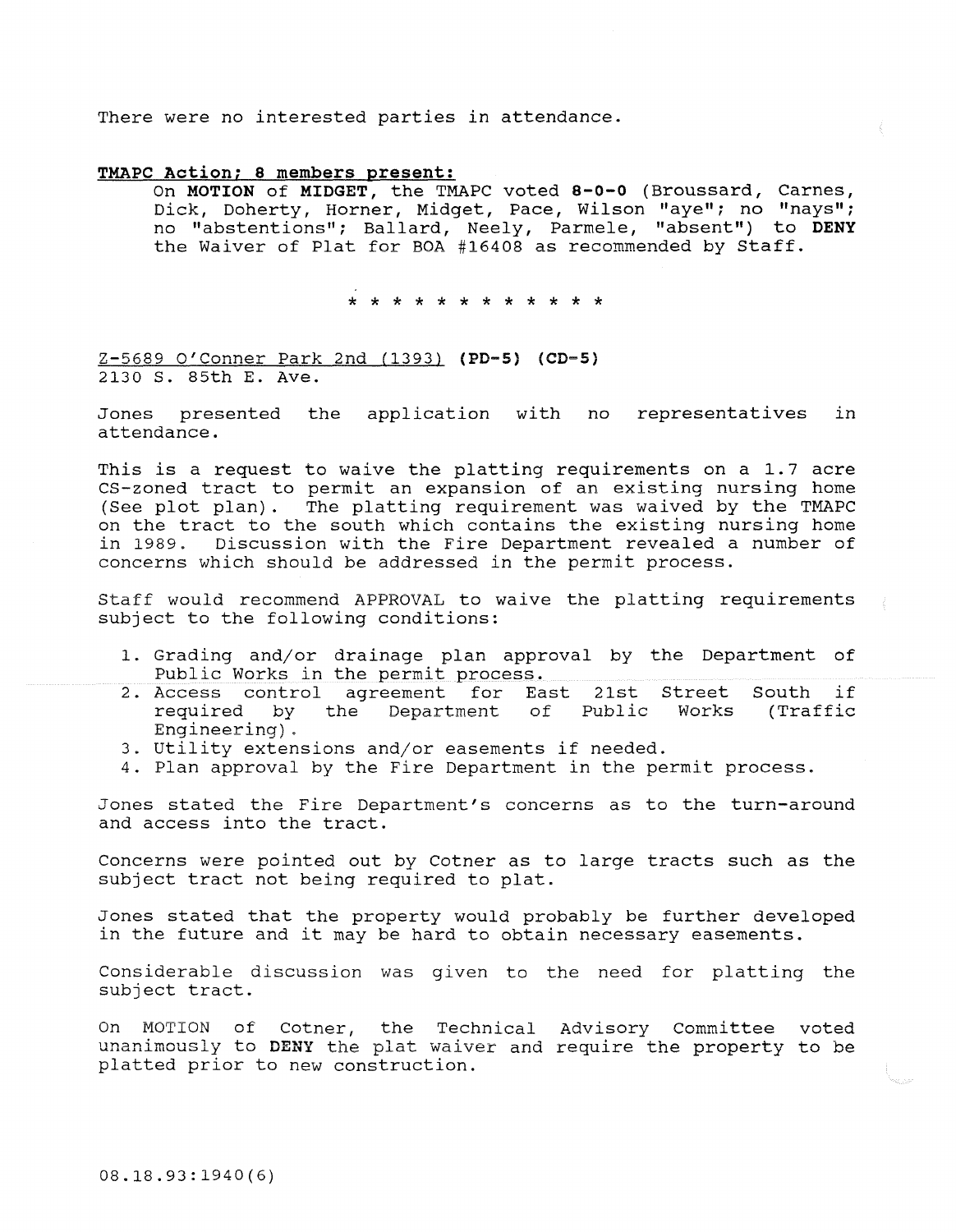There were no interested parties in attendance.

**TMAPC Action; 8 members present:**

On **MOTION** of **MIDGET**, the TMAPC voted **8-0-0** (Broussard, Carnes, Dick, Doherty, Horner, Midget, Pace, Wilson "aye"; no "nays"; no "abstentions"; Ballard, Neely, Parmele, "absent") to **DENY** the Waiver of Plat for BOA #16408 as recommended by Staff.

* * * * * * * * * * * *

Z-5689 O'Conner Park 2nd (1393) **(PD-5) (CD-5)**
2130 S. 85th E. Ave.

Jones presented the application with no representatives in attendance.

This is a request to waive the platting requirements on a 1.7 acre CS-zoned tract to permit an expansion of an existing nursing home (See plot plan). The platting requirement was waived by the TMAPC on the tract to the south which contains the existing nursing home in 1989. Discussion with the Fire Department revealed a number of concerns which should be addressed in the permit process.

Staff would recommend APPROVAL to waive the platting requirements subject to the following conditions:

1. Grading and/or drainage plan approval by the Department of Public Works in the permit process.
2. Access control agreement for East 21st Street South if required by the Department of Public Works (Traffic Engineering).
3. Utility extensions and/or easements if needed.
4. Plan approval by the Fire Department in the permit process.

Jones stated the Fire Department's concerns as to the turn-around and access into the tract.

Concerns were pointed out by Cotner as to large tracts such as the subject tract not being required to plat.

Jones stated that the property would probably be further developed in the future and it may be hard to obtain necessary easements.

Considerable discussion was given to the need for platting the subject tract.

On MOTION of Cotner, the Technical Advisory Committee voted unanimously to **DENY** the plat waiver and require the property to be platted prior to new construction.

08.18.93:1940(6)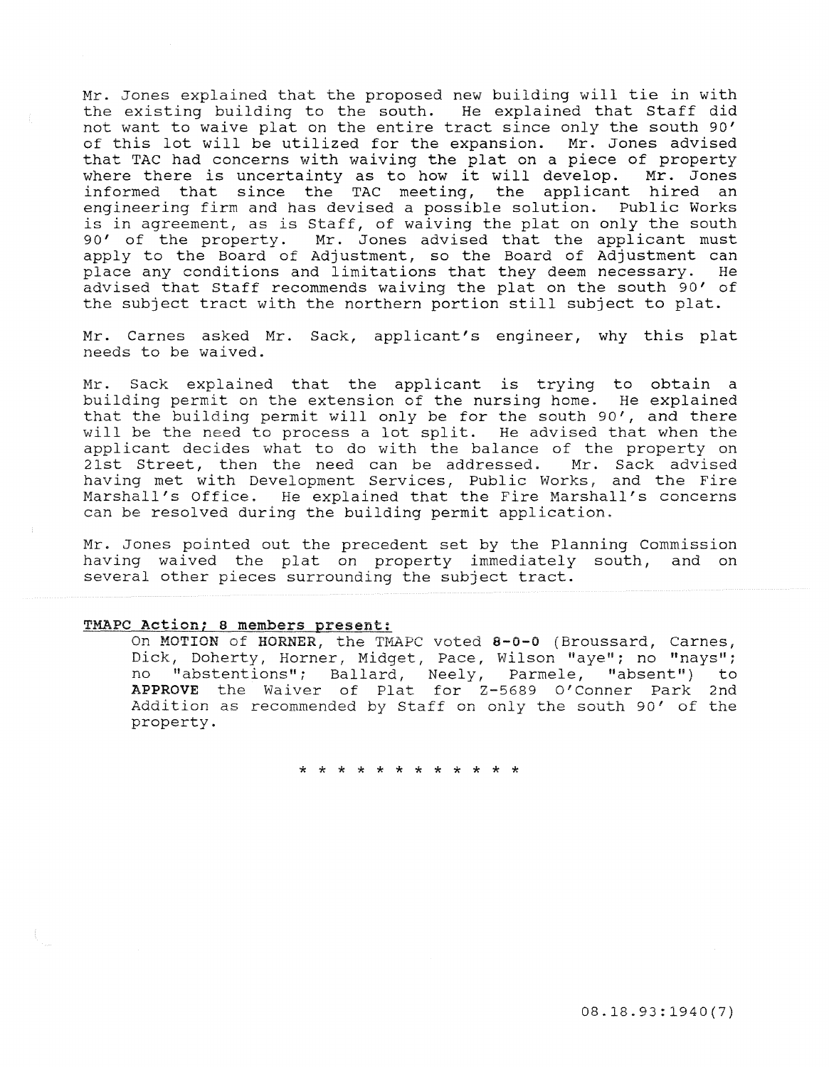Mr. Jones explained that the proposed new building will tie in with the existing building to the south. He explained that Staff did not want to waive plat on the entire tract since only the south 90' of this lot will be utilized for the expansion. Mr. Jones advised that TAC had concerns with waiving the plat on a piece of property where there is uncertainty as to how it will develop. Mr. Jones informed that since the TAC meeting, the applicant hired an engineering firm and has devised a possible solution. Public Works is in agreement, as is Staff, of waiving the plat on only the south 90' of the property. Mr. Jones advised that the applicant must apply to the Board of Adjustment, so the Board of Adjustment can place any conditions and limitations that they deem necessary. He advised that Staff recommends waiving the plat on the south 90' of the subject tract with the northern portion still subject to plat.

Mr. Carnes asked Mr. Sack, applicant's engineer, why this plat needs to be waived.

Mr. Sack explained that the applicant is trying to obtain a building permit on the extension of the nursing home. He explained that the building permit will only be for the south 90', and there will be the need to process a lot split. He advised that when the applicant decides what to do with the balance of the property on 21st Street, then the need can be addressed. Mr. Sack advised having met with Development Services, Public Works, and the Fire Marshall's Office. He explained that the Fire Marshall's concerns can be resolved during the building permit application.

Mr. Jones pointed out the precedent set by the Planning Commission having waived the plat on property immediately south, and on several other pieces surrounding the subject tract.

**TMAPC Action; 8 members present:**

On **MOTION** of **HORNER**, the TMAPC voted **8-0-0** (Broussard, Carnes, Dick, Doherty, Horner, Midget, Pace, Wilson "aye"; no "nays"; no "abstentions"; Ballard, Neely, Parmele, "absent") to **APPROVE** the Waiver of Plat for Z-5689 O'Conner Park 2nd Addition as recommended by Staff on only the south 90' of the property.

\* \* \* \* \* \* \* \* \* \* \* \*

08.18.93:1940(7)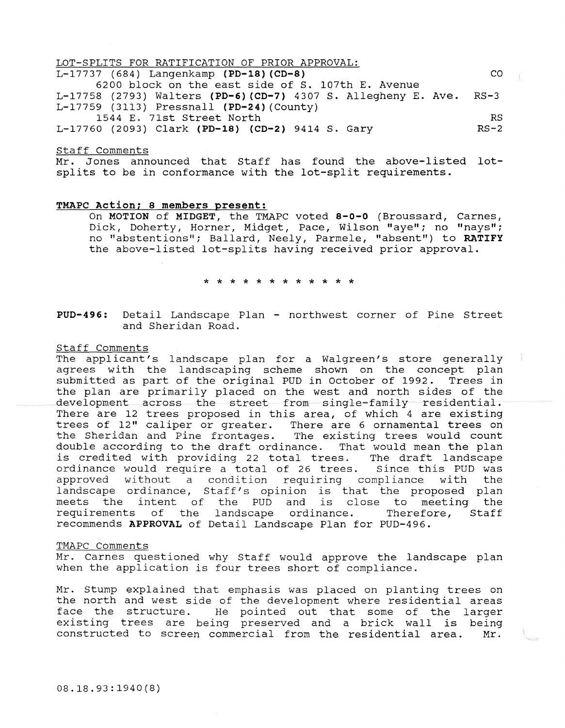LOT-SPLITS FOR RATIFICATION OF PRIOR APPROVAL:

L-17737 (684) Langenkamp **(PD-18)(CD-8)** CO
6200 block on the east side of S. 107th E. Avenue

L-17758 (2793) Walters **(PD-6)(CD-7)** 4307 S. Allegheny E. Ave. RS-3

L-17759 (3113) Pressnall **(PD-24)**(County)
1544 E. 71st Street North RS

L-17760 (2093) Clark **(PD-18) (CD-2)** 9414 S. Gary RS-2

Staff Comments

Mr. Jones announced that Staff has found the above-listed lot-splits to be in conformance with the lot-split requirements.

**TMAPC Action; 8 members present:**

On **MOTION** of **MIDGET**, the TMAPC voted **8-0-0** (Broussard, Carnes, Dick, Doherty, Horner, Midget, Pace, Wilson "aye"; no "nays"; no "abstentions"; Ballard, Neely, Parmele, "absent") to **RATIFY** the above-listed lot-splits having received prior approval.

\* \* \* \* \* \* \* \* \* \* \* \*

**PUD-496:** Detail Landscape Plan - northwest corner of Pine Street and Sheridan Road.

Staff Comments

The applicant's landscape plan for a Walgreen's store generally agrees with the landscaping scheme shown on the concept plan submitted as part of the original PUD in October of 1992. Trees in the plan are primarily placed on the west and north sides of the development across the street from single-family residential. There are 12 trees proposed in this area, of which 4 are existing trees of 12" caliper or greater. There are 6 ornamental trees on the Sheridan and Pine frontages. The existing trees would count double according to the draft ordinance. That would mean the plan is credited with providing 22 total trees. The draft landscape ordinance would require a total of 26 trees. Since this PUD was approved without a condition requiring compliance with the landscape ordinance, Staff's opinion is that the proposed plan meets the intent of the PUD and is close to meeting the requirements of the landscape ordinance. Therefore, Staff recommends **APPROVAL** of Detail Landscape Plan for PUD-496.

TMAPC Comments

Mr. Carnes questioned why Staff would approve the landscape plan when the application is four trees short of compliance.

Mr. Stump explained that emphasis was placed on planting trees on the north and west side of the development where residential areas face the structure. He pointed out that some of the larger existing trees are being preserved and a brick wall is being constructed to screen commercial from the residential area. Mr.

08.18.93:1940(8)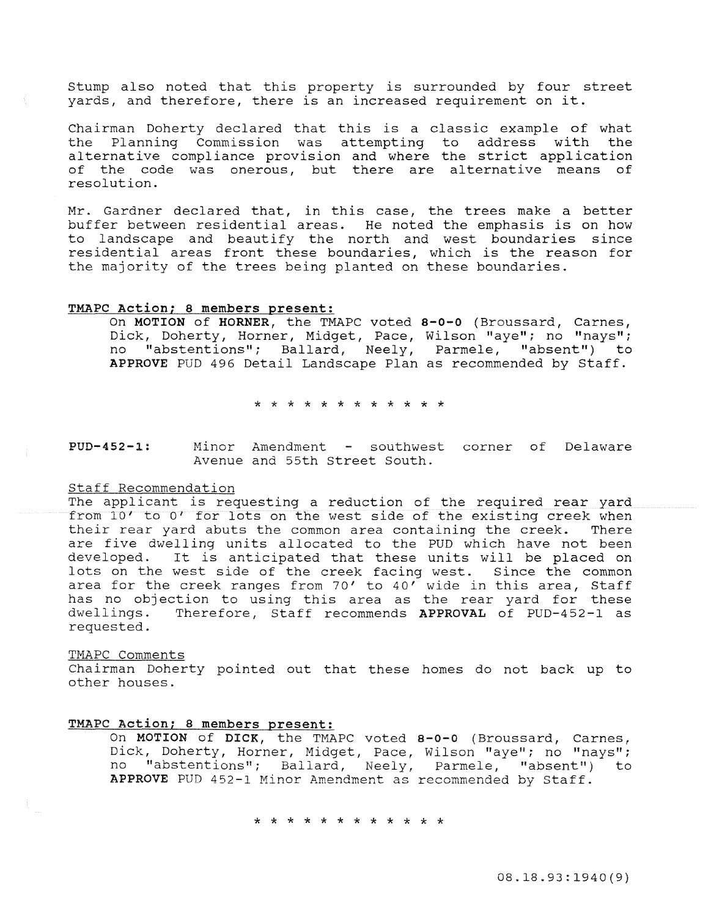Stump also noted that this property is surrounded by four street yards, and therefore, there is an increased requirement on it.

Chairman Doherty declared that this is a classic example of what the Planning Commission was attempting to address with the alternative compliance provision and where the strict application of the code was onerous, but there are alternative means of resolution.

Mr. Gardner declared that, in this case, the trees make a better buffer between residential areas. He noted the emphasis is on how to landscape and beautify the north and west boundaries since residential areas front these boundaries, which is the reason for the majority of the trees being planted on these boundaries.

**TMAPC Action; 8 members present:**

On **MOTION** of **HORNER**, the TMAPC voted **8-0-0** (Broussard, Carnes, Dick, Doherty, Horner, Midget, Pace, Wilson "aye"; no "nays"; no "abstentions"; Ballard, Neely, Parmele, "absent") to **APPROVE** PUD 496 Detail Landscape Plan as recommended by Staff.

\* \* \* \* \* \* \* \* \* \* \* \*

**PUD-452-1:** Minor Amendment - southwest corner of Delaware Avenue and 55th Street South.

Staff Recommendation

The applicant is requesting a reduction of the required rear yard from 10' to 0' for lots on the west side of the existing creek when their rear yard abuts the common area containing the creek. There are five dwelling units allocated to the PUD which have not been developed. It is anticipated that these units will be placed on lots on the west side of the creek facing west. Since the common area for the creek ranges from 70' to 40' wide in this area, Staff has no objection to using this area as the rear yard for these dwellings. Therefore, Staff recommends **APPROVAL** of PUD-452-1 as requested.

TMAPC Comments

Chairman Doherty pointed out that these homes do not back up to other houses.

**TMAPC Action; 8 members present:**

On **MOTION** of **DICK**, the TMAPC voted **8-0-0** (Broussard, Carnes, Dick, Doherty, Horner, Midget, Pace, Wilson "aye"; no "nays"; no "abstentions"; Ballard, Neely, Parmele, "absent") to **APPROVE** PUD 452-1 Minor Amendment as recommended by Staff.

\* \* \* \* \* \* \* \* \* \* \* \*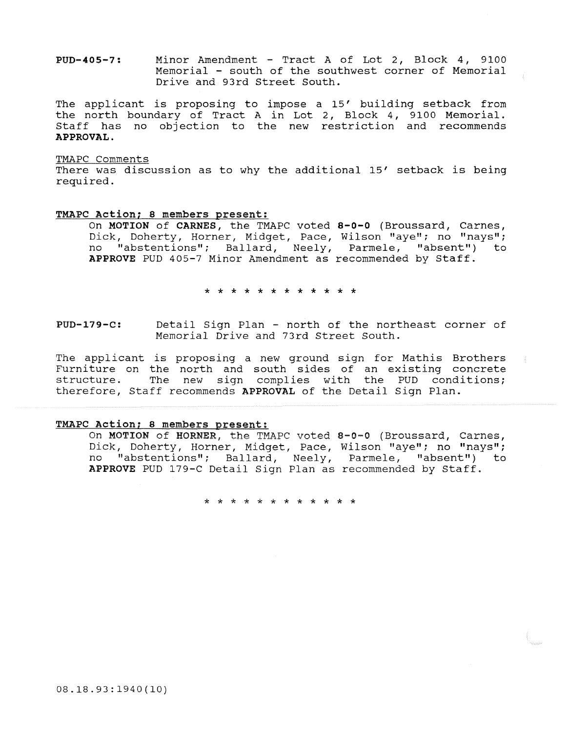**PUD-405-7:** Minor Amendment - Tract A of Lot 2, Block 4, 9100 Memorial - south of the southwest corner of Memorial Drive and 93rd Street South.

The applicant is proposing to impose a 15' building setback from the north boundary of Tract A in Lot 2, Block 4, 9100 Memorial. Staff has no objection to the new restriction and recommends **APPROVAL**.

TMAPC Comments

There was discussion as to why the additional 15' setback is being required.

**TMAPC Action; 8 members present:**

On **MOTION** of **CARNES**, the TMAPC voted **8-0-0** (Broussard, Carnes, Dick, Doherty, Horner, Midget, Pace, Wilson "aye"; no "nays"; no "abstentions"; Ballard, Neely, Parmele, "absent") to **APPROVE** PUD 405-7 Minor Amendment as recommended by Staff.

* * * * * * * * * * * *

**PUD-179-C:** Detail Sign Plan - north of the northeast corner of Memorial Drive and 73rd Street South.

The applicant is proposing a new ground sign for Mathis Brothers Furniture on the north and south sides of an existing concrete structure. The new sign complies with the PUD conditions; therefore, Staff recommends **APPROVAL** of the Detail Sign Plan.

**TMAPC Action; 8 members present:**

On **MOTION** of **HORNER**, the TMAPC voted **8-0-0** (Broussard, Carnes, Dick, Doherty, Horner, Midget, Pace, Wilson "aye"; no "nays"; no "abstentions"; Ballard, Neely, Parmele, "absent") to **APPROVE** PUD 179-C Detail Sign Plan as recommended by Staff.

* * * * * * * * * * * *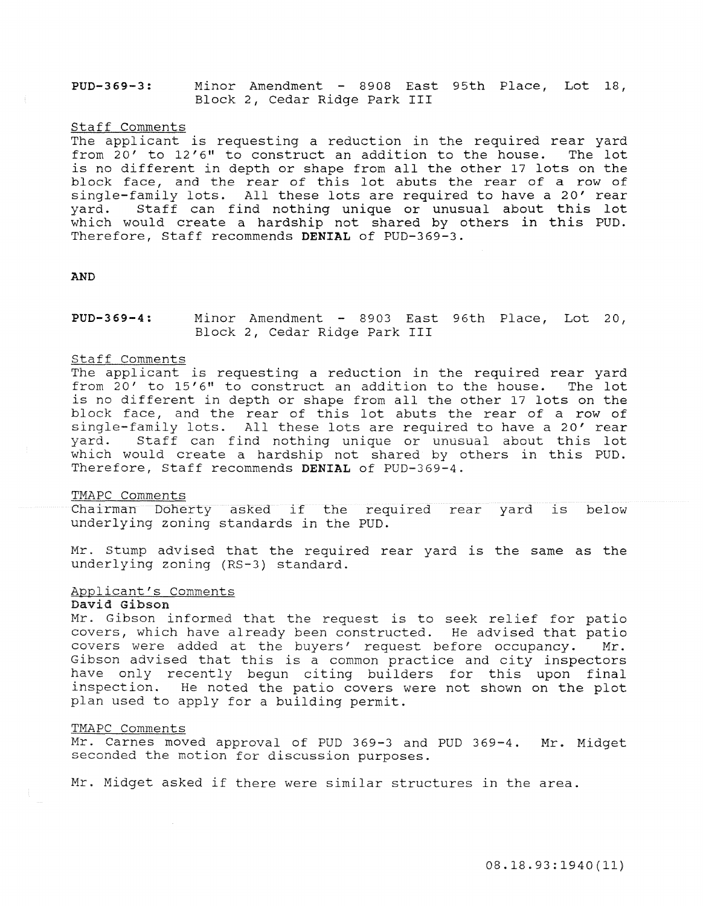**PUD-369-3:** Minor Amendment - 8908 East 95th Place, Lot 18, Block 2, Cedar Ridge Park III

Staff Comments

The applicant is requesting a reduction in the required rear yard from 20' to 12'6" to construct an addition to the house. The lot is no different in depth or shape from all the other 17 lots on the block face, and the rear of this lot abuts the rear of a row of single-family lots. All these lots are required to have a 20' rear yard. Staff can find nothing unique or unusual about this lot which would create a hardship not shared by others in this PUD. Therefore, Staff recommends **DENIAL** of PUD-369-3.

**AND**

**PUD-369-4:** Minor Amendment - 8903 East 96th Place, Lot 20, Block 2, Cedar Ridge Park III

Staff Comments

The applicant is requesting a reduction in the required rear yard from 20' to 15'6" to construct an addition to the house. The lot is no different in depth or shape from all the other 17 lots on the block face, and the rear of this lot abuts the rear of a row of single-family lots. All these lots are required to have a 20' rear yard. Staff can find nothing unique or unusual about this lot which would create a hardship not shared by others in this PUD. Therefore, Staff recommends **DENIAL** of PUD-369-4.

TMAPC Comments

Chairman Doherty asked if the required rear yard is below underlying zoning standards in the PUD.

Mr. Stump advised that the required rear yard is the same as the underlying zoning (RS-3) standard.

Applicant's Comments

**David Gibson**

Mr. Gibson informed that the request is to seek relief for patio covers, which have already been constructed. He advised that patio covers were added at the buyers' request before occupancy. Mr. Gibson advised that this is a common practice and city inspectors have only recently begun citing builders for this upon final inspection. He noted the patio covers were not shown on the plot plan used to apply for a building permit.

TMAPC Comments

Mr. Carnes moved approval of PUD 369-3 and PUD 369-4. Mr. Midget seconded the motion for discussion purposes.

Mr. Midget asked if there were similar structures in the area.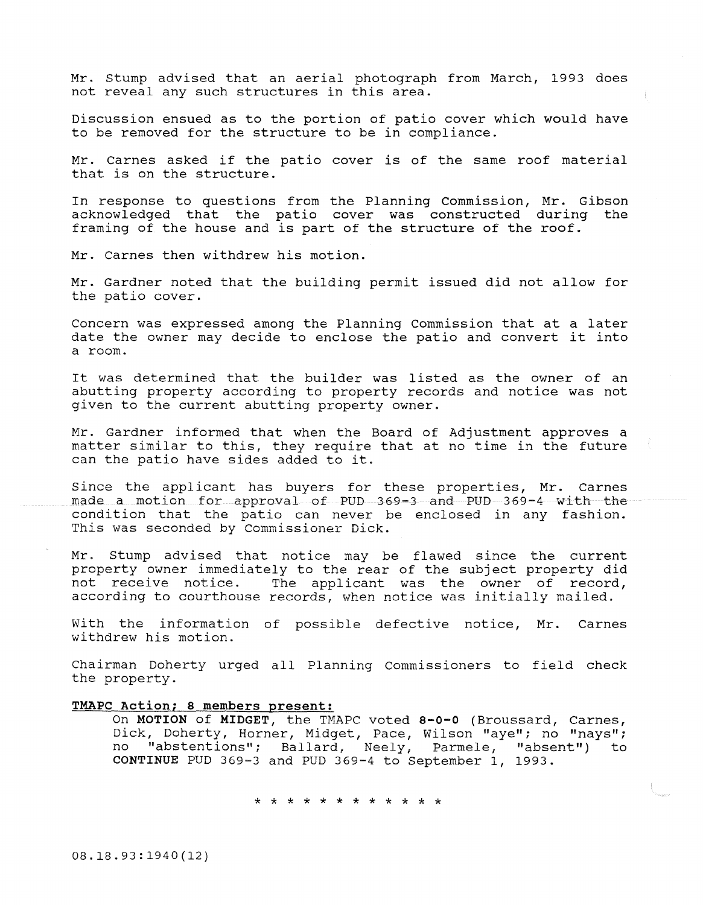Mr. Stump advised that an aerial photograph from March, 1993 does not reveal any such structures in this area.

Discussion ensued as to the portion of patio cover which would have to be removed for the structure to be in compliance.

Mr. Carnes asked if the patio cover is of the same roof material that is on the structure.

In response to questions from the Planning Commission, Mr. Gibson acknowledged that the patio cover was constructed during the framing of the house and is part of the structure of the roof.

Mr. Carnes then withdrew his motion.

Mr. Gardner noted that the building permit issued did not allow for the patio cover.

Concern was expressed among the Planning Commission that at a later date the owner may decide to enclose the patio and convert it into a room.

It was determined that the builder was listed as the owner of an abutting property according to property records and notice was not given to the current abutting property owner.

Mr. Gardner informed that when the Board of Adjustment approves a matter similar to this, they require that at no time in the future can the patio have sides added to it.

Since the applicant has buyers for these properties, Mr. Carnes made a motion for approval of PUD 369-3 and PUD 369-4 with the condition that the patio can never be enclosed in any fashion. This was seconded by Commissioner Dick.

Mr. Stump advised that notice may be flawed since the current property owner immediately to the rear of the subject property did not receive notice. The applicant was the owner of record, according to courthouse records, when notice was initially mailed.

With the information of possible defective notice, Mr. Carnes withdrew his motion.

Chairman Doherty urged all Planning Commissioners to field check the property.

**TMAPC Action; 8 members present:**

On **MOTION** of **MIDGET**, the TMAPC voted **8-0-0** (Broussard, Carnes, Dick, Doherty, Horner, Midget, Pace, Wilson "aye"; no "nays"; no "abstentions"; Ballard, Neely, Parmele, "absent") to **CONTINUE** PUD 369-3 and PUD 369-4 to September 1, 1993.

\* \* \* \* \* \* \* \* \* \* \* \*

08.18.93:1940(12)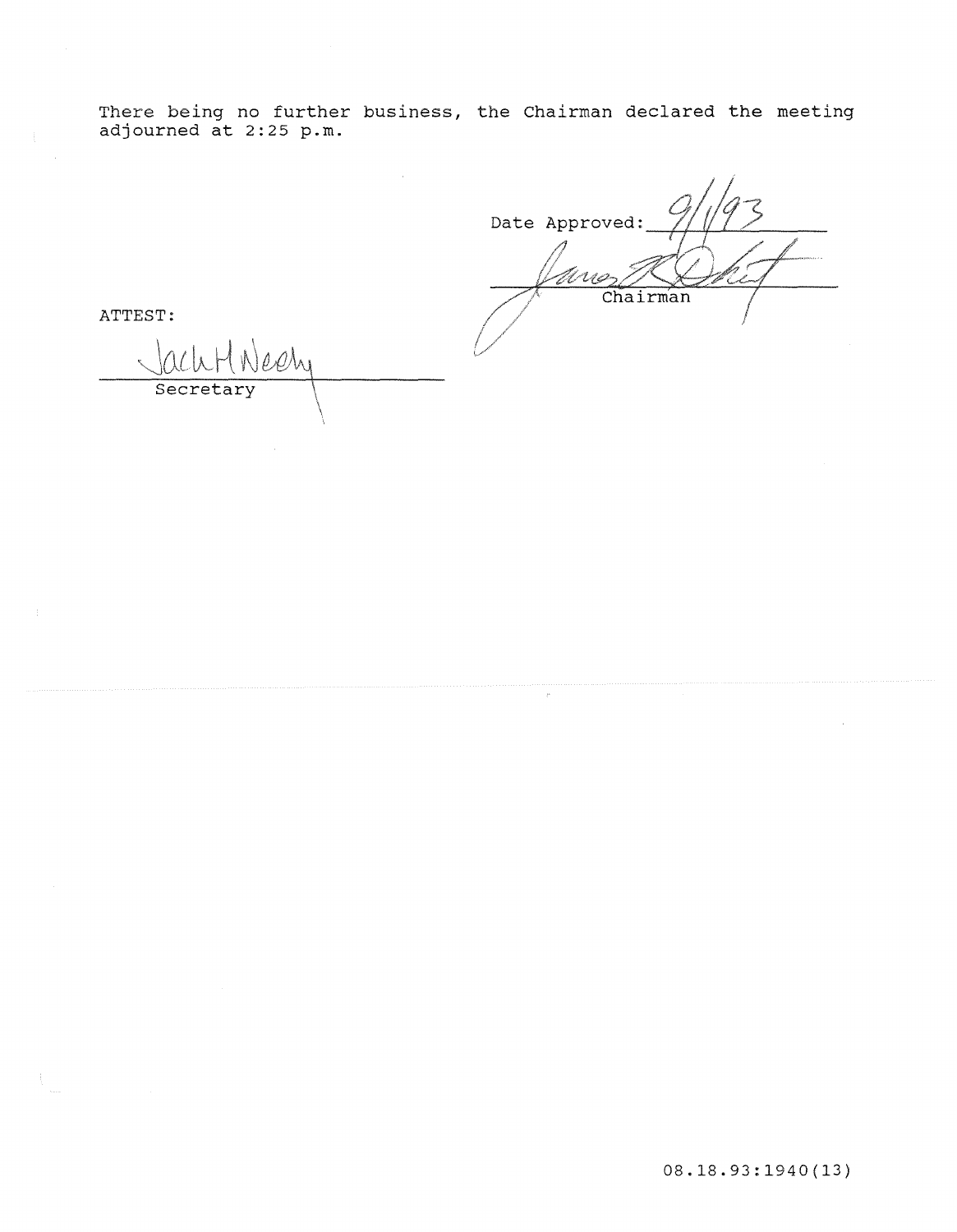There being no further business, the Chairman declared the meeting adjourned at 2:25 p.m.

Date Approved: 9/1/93

James R. Dickey
Chairman

ATTEST:

Jack H Neely
Secretary

08.18.93:1940(13)